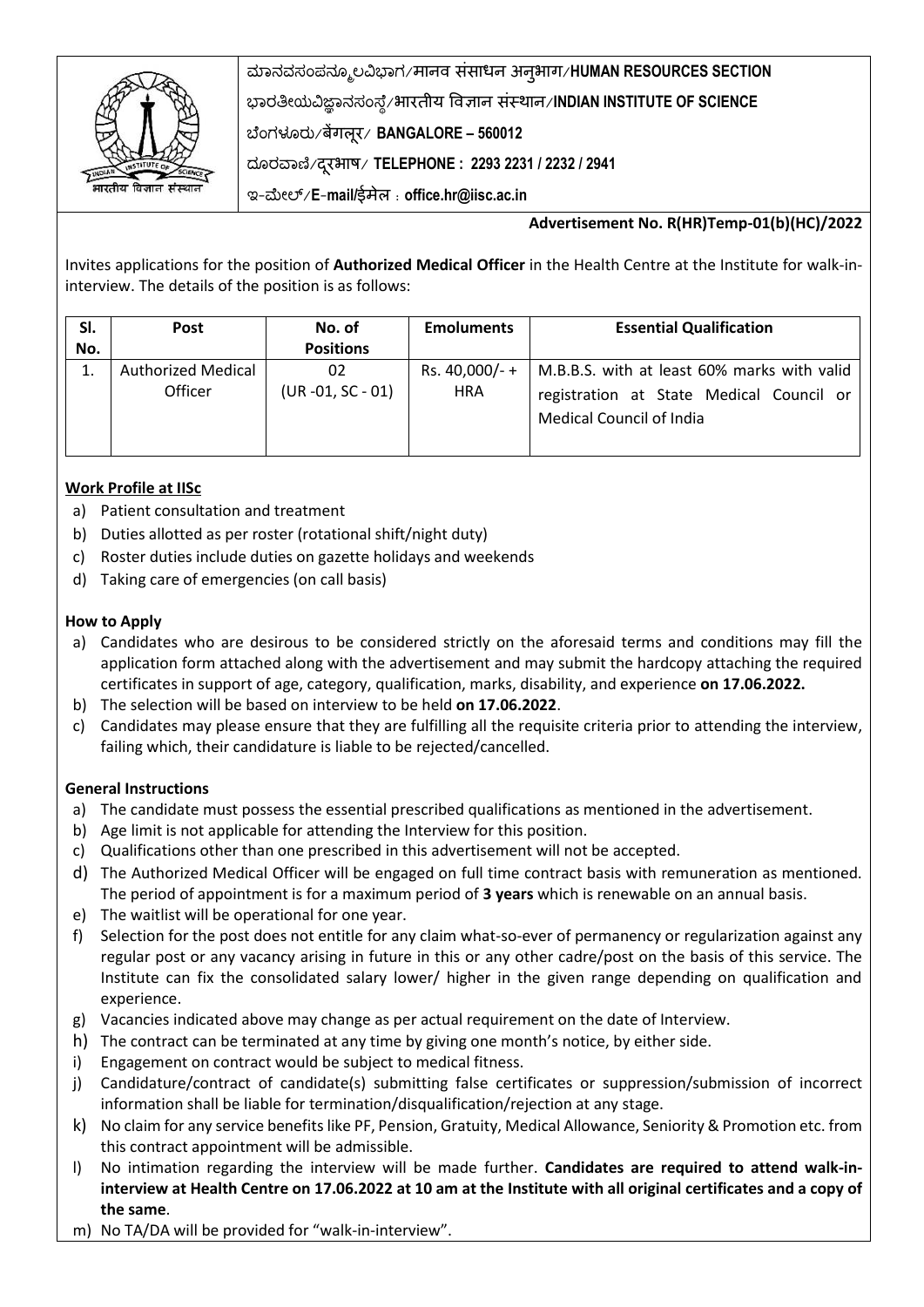ಮಾನವಸಂಪನ್ಮೂಲವಿಭಾಗ/मानव संसाधन अनुभाग/**HUMAN RESOURCES SECTION**

ಭಾರತೀಯವಿಜ್ಞಾನಸಂಸ್ಥೆ/भारतीय विज्ञान संस्थान/**INDIAN INSTITUTE OF SCIENCE**

ಬೆಂಗಳೂರು/बेंगलूर/ **BANGALORE – 560012**

ದೂರವಾಣಿ/दूरभाष/ **TELEPHONE : 2293 2231 / 2232 / 2941**

ಇ-ಮೇಲ್/**E-mail**/ईमेल : **office.hr@iisc.ac.in**

**Advertisement No. R(HR)Temp-01(b)(HC)/2022**

Invites applications for the position of **Authorized Medical Officer** in the Health Centre at the Institute for walk-in-interview. The details of the position is as follows:

| Sl. No. | Post | No. of Positions | Emoluments | Essential Qualification |
|---|---|---|---|---|
| 1. | Authorized Medical Officer | 02 (UR -01, SC - 01) | Rs. 40,000/- + HRA | M.B.B.S. with at least 60% marks with valid registration at State Medical Council or Medical Council of India |

**Work Profile at IISc**

a) Patient consultation and treatment
b) Duties allotted as per roster (rotational shift/night duty)
c) Roster duties include duties on gazette holidays and weekends
d) Taking care of emergencies (on call basis)

**How to Apply**

a) Candidates who are desirous to be considered strictly on the aforesaid terms and conditions may fill the application form attached along with the advertisement and may submit the hardcopy attaching the required certificates in support of age, category, qualification, marks, disability, and experience **on 17.06.2022.**
b) The selection will be based on interview to be held **on 17.06.2022**.
c) Candidates may please ensure that they are fulfilling all the requisite criteria prior to attending the interview, failing which, their candidature is liable to be rejected/cancelled.

**General Instructions**

a) The candidate must possess the essential prescribed qualifications as mentioned in the advertisement.
b) Age limit is not applicable for attending the Interview for this position.
c) Qualifications other than one prescribed in this advertisement will not be accepted.
d) The Authorized Medical Officer will be engaged on full time contract basis with remuneration as mentioned. The period of appointment is for a maximum period of **3 years** which is renewable on an annual basis.
e) The waitlist will be operational for one year.
f) Selection for the post does not entitle for any claim what-so-ever of permanency or regularization against any regular post or any vacancy arising in future in this or any other cadre/post on the basis of this service. The Institute can fix the consolidated salary lower/ higher in the given range depending on qualification and experience.
g) Vacancies indicated above may change as per actual requirement on the date of Interview.
h) The contract can be terminated at any time by giving one month's notice, by either side.
i) Engagement on contract would be subject to medical fitness.
j) Candidature/contract of candidate(s) submitting false certificates or suppression/submission of incorrect information shall be liable for termination/disqualification/rejection at any stage.
k) No claim for any service benefits like PF, Pension, Gratuity, Medical Allowance, Seniority & Promotion etc. from this contract appointment will be admissible.
l) No intimation regarding the interview will be made further. **Candidates are required to attend walk-in-interview at Health Centre on 17.06.2022 at 10 am at the Institute with all original certificates and a copy of the same**.
m) No TA/DA will be provided for "walk-in-interview".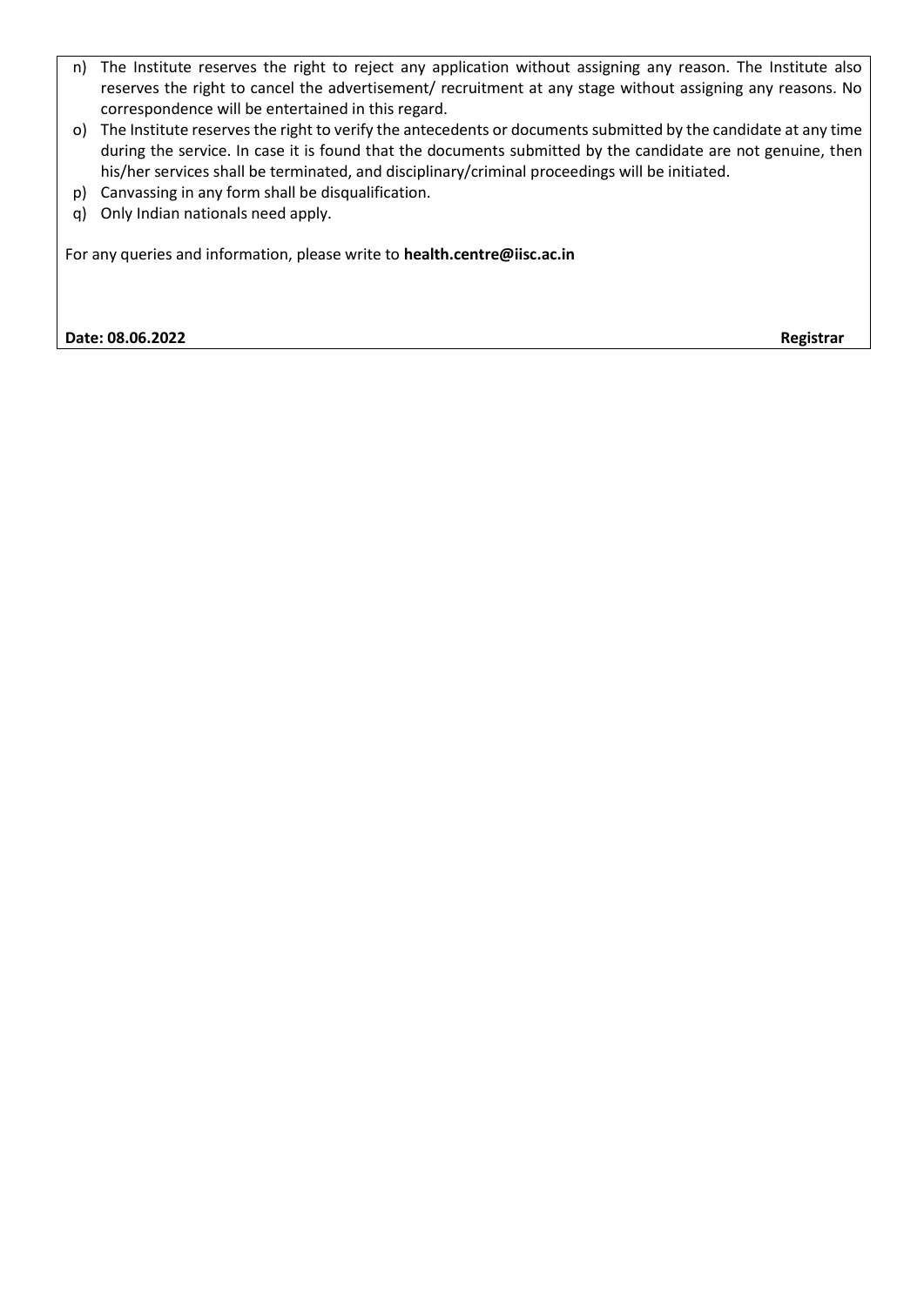n) The Institute reserves the right to reject any application without assigning any reason. The Institute also reserves the right to cancel the advertisement/ recruitment at any stage without assigning any reasons. No correspondence will be entertained in this regard.

o) The Institute reserves the right to verify the antecedents or documents submitted by the candidate at any time during the service. In case it is found that the documents submitted by the candidate are not genuine, then his/her services shall be terminated, and disciplinary/criminal proceedings will be initiated.

p) Canvassing in any form shall be disqualification.

q) Only Indian nationals need apply.

For any queries and information, please write to **health.centre@iisc.ac.in**

**Date: 08.06.2022** **Registrar**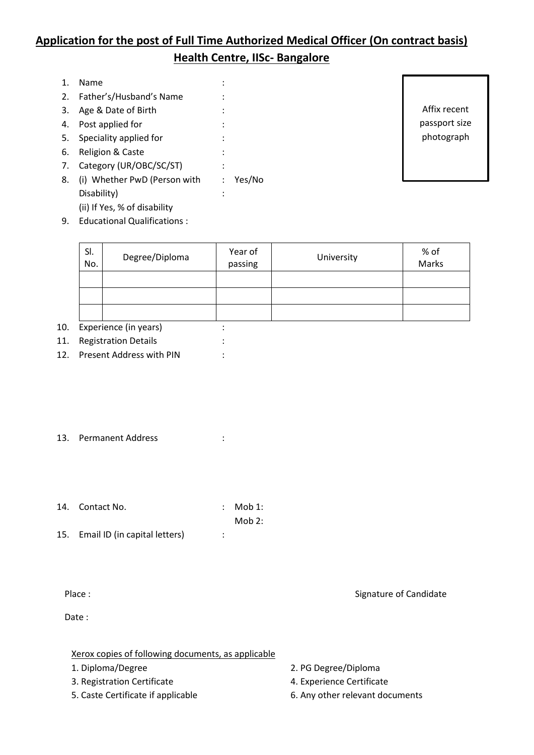## Application for the post of Full Time Authorized Medical Officer (On contract basis)

## Health Centre, IISc- Bangalore

1. Name :
2. Father's/Husband's Name :
3. Age & Date of Birth :
4. Post applied for :
5. Speciality applied for :
6. Religion & Caste :
7. Category (UR/OBC/SC/ST) :
8. (i) Whether PwD (Person with Disability) : Yes/No

   (ii) If Yes, % of disability :
9. Educational Qualifications :

Affix recent passport size photograph

| Sl. No. | Degree/Diploma | Year of passing | University | % of Marks |
|---|---|---|---|---|
| | | | | |
| | | | | |
| | | | | |

10. Experience (in years) :
11. Registration Details :
12. Present Address with PIN :

13. Permanent Address :

14. Contact No. : Mob 1:

    Mob 2:
15. Email ID (in capital letters) :

Place :

Date :

Signature of Candidate

Xerox copies of following documents, as applicable

1. Diploma/Degree
2. PG Degree/Diploma
3. Registration Certificate
4. Experience Certificate
5. Caste Certificate if applicable
6. Any other relevant documents